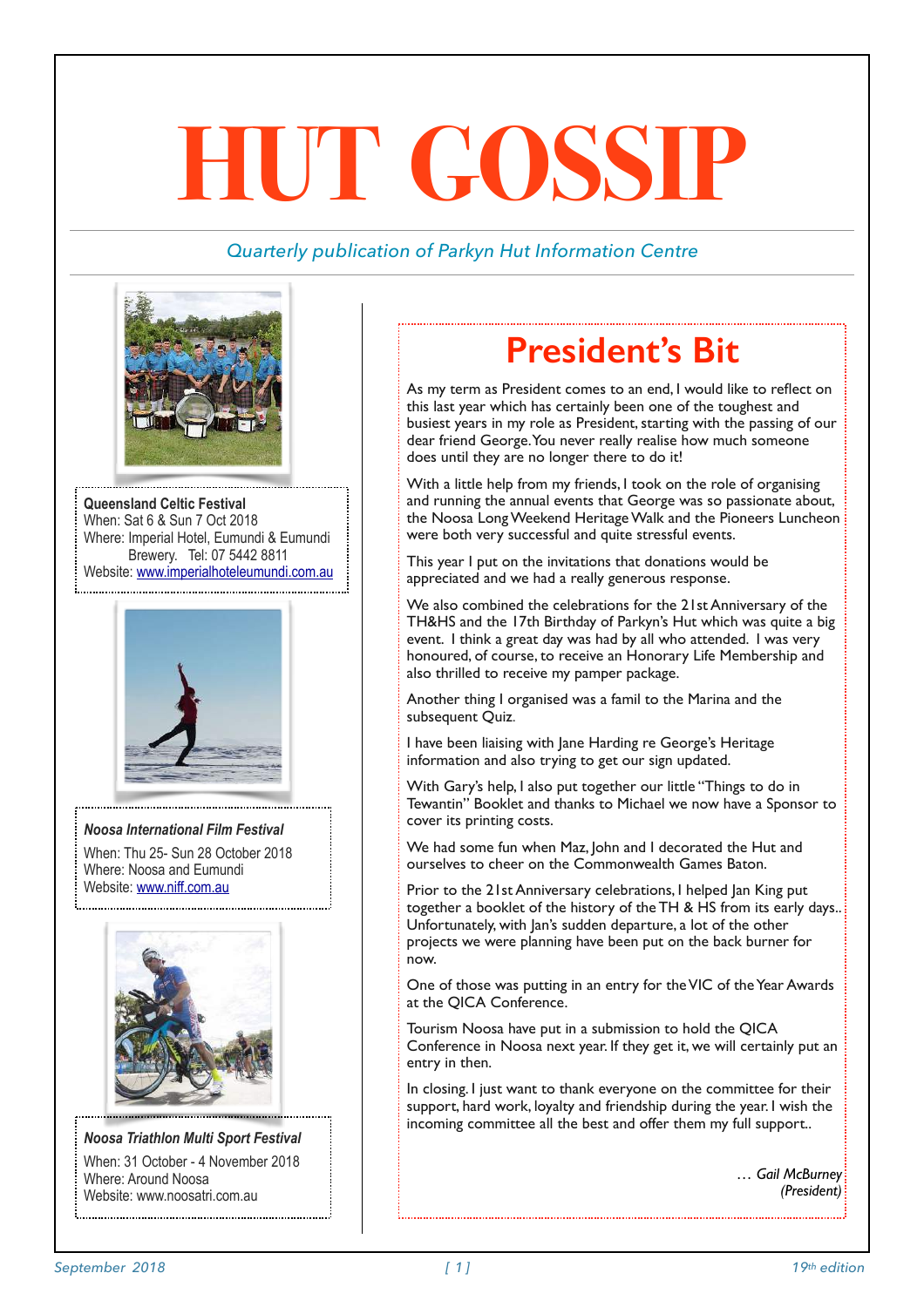# HUT GOSSIP

*Quarterly publication of Parkyn Hut Information Centre*

**Queensland Celtic Festival**
When: Sat 6 & Sun 7 Oct 2018
Where: Imperial Hotel, Eumundi & Eumundi Brewery. Tel: 07 5442 8811
Website: www.imperialhoteleumundi.com.au

***Noosa International Film Festival***
When: Thu 25- Sun 28 October 2018
Where: Noosa and Eumundi
Website: www.niff.com.au

***Noosa Triathlon Multi Sport Festival***
When: 31 October - 4 November 2018
Where: Around Noosa
Website: www.noosatri.com.au

## President's Bit

As my term as President comes to an end, I would like to reflect on this last year which has certainly been one of the toughest and busiest years in my role as President, starting with the passing of our dear friend George. You never really realise how much someone does until they are no longer there to do it!

With a little help from my friends, I took on the role of organising and running the annual events that George was so passionate about, the Noosa Long Weekend Heritage Walk and the Pioneers Luncheon were both very successful and quite stressful events.

This year I put on the invitations that donations would be appreciated and we had a really generous response.

We also combined the celebrations for the 21st Anniversary of the TH&HS and the 17th Birthday of Parkyn's Hut which was quite a big event. I think a great day was had by all who attended. I was very honoured, of course, to receive an Honorary Life Membership and also thrilled to receive my pamper package.

Another thing I organised was a famil to the Marina and the subsequent Quiz.

I have been liaising with Jane Harding re George's Heritage information and also trying to get our sign updated.

With Gary's help, I also put together our little "Things to do in Tewantin" Booklet and thanks to Michael we now have a Sponsor to cover its printing costs.

We had some fun when Maz, John and I decorated the Hut and ourselves to cheer on the Commonwealth Games Baton.

Prior to the 21st Anniversary celebrations, I helped Jan King put together a booklet of the history of the TH & HS from its early days.. Unfortunately, with Jan's sudden departure, a lot of the other projects we were planning have been put on the back burner for now.

One of those was putting in an entry for the VIC of the Year Awards at the QICA Conference.

Tourism Noosa have put in a submission to hold the QICA Conference in Noosa next year. If they get it, we will certainly put an entry in then.

In closing. I just want to thank everyone on the committee for their support, hard work, loyalty and friendship during the year. I wish the incoming committee all the best and offer them my full support..

*… Gail McBurney*
*(President)*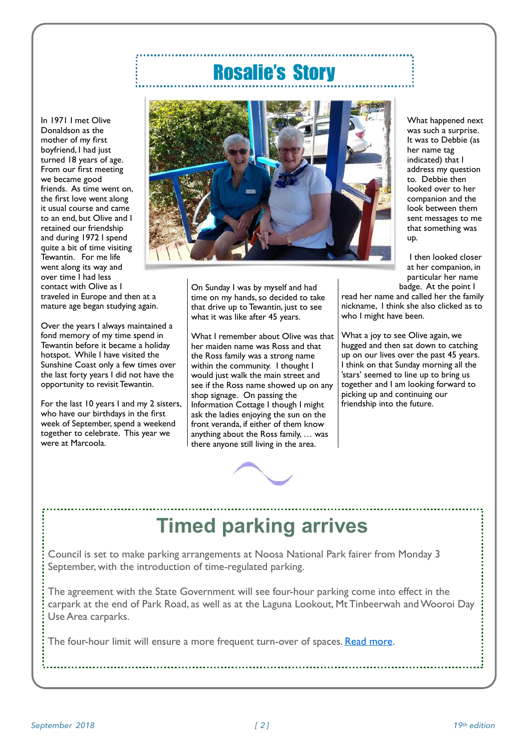# Rosalie's Story

In 1971 I met Olive Donaldson as the mother of my first boyfriend, I had just turned 18 years of age. From our first meeting we became good friends. As time went on, the first love went along it usual course and came to an end, but Olive and I retained our friendship and during 1972 I spend quite a bit of time visiting Tewantin. For me life went along its way and over time I had less contact with Olive as I traveled in Europe and then at a mature age began studying again.

Over the years I always maintained a fond memory of my time spend in Tewantin before it became a holiday hotspot. While I have visited the Sunshine Coast only a few times over the last forty years I did not have the opportunity to revisit Tewantin.

For the last 10 years I and my 2 sisters, who have our birthdays in the first week of September, spend a weekend together to celebrate. This year we were at Marcoola.

On Sunday I was by myself and had time on my hands, so decided to take that drive up to Tewantin, just to see what it was like after 45 years.

What I remember about Olive was that her maiden name was Ross and that the Ross family was a strong name within the community. I thought I would just walk the main street and see if the Ross name showed up on any shop signage. On passing the Information Cottage I though I might ask the ladies enjoying the sun on the front veranda, if either of them know anything about the Ross family, … was there anyone still living in the area.

What happened next was such a surprise. It was to Debbie (as her name tag indicated) that I address my question to. Debbie then looked over to her companion and the look between them sent messages to me that something was up.

I then looked closer at her companion, in particular her name badge. At the point I read her name and called her the family nickname, I think she also clicked as to who I might have been.

What a joy to see Olive again, we hugged and then sat down to catching up on our lives over the past 45 years. I think on that Sunday morning all the 'stars' seemed to line up to bring us together and I am looking forward to picking up and continuing our friendship into the future.

# Timed parking arrives

Council is set to make parking arrangements at Noosa National Park fairer from Monday 3 September, with the introduction of time-regulated parking.

The agreement with the State Government will see four-hour parking come into effect in the carpark at the end of Park Road, as well as at the Laguna Lookout, Mt Tinbeerwah and Wooroi Day Use Area carparks.

The four-hour limit will ensure a more frequent turn-over of spaces. Read more.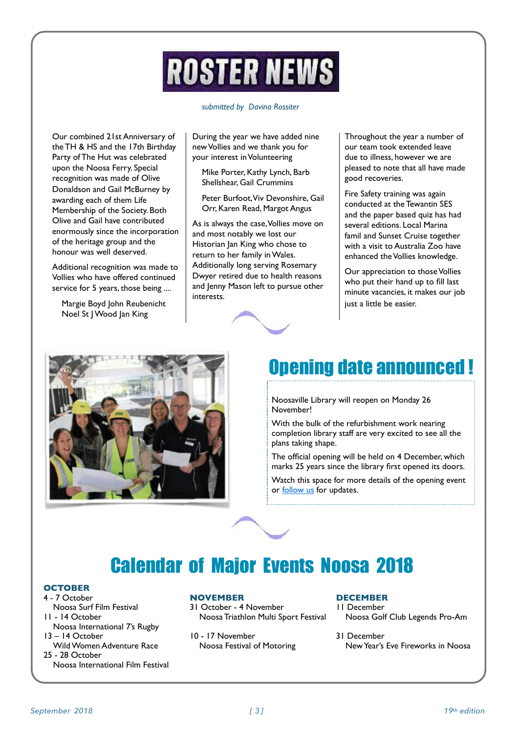# ROSTER NEWS

*submitted by Davina Rossiter*

Our combined 21st Anniversary of the TH & HS and the 17th Birthday Party of The Hut was celebrated upon the Noosa Ferry. Special recognition was made of Olive Donaldson and Gail McBurney by awarding each of them Life Membership of the Society. Both Olive and Gail have contributed enormously since the incorporation of the heritage group and the honour was well deserved.

Additional recognition was made to Vollies who have offered continued service for 5 years, those being ....

Margie Boyd John Reubenicht
Noel St J Wood Jan King

During the year we have added nine new Vollies and we thank you for your interest in Volunteering

Mike Porter, Kathy Lynch, Barb Shellshear, Gail Crummins

Peter Burfoot, Viv Devonshire, Gail Orr, Karen Read, Margot Angus

As is always the case, Vollies move on and most notably we lost our Historian Jan King who chose to return to her family in Wales. Additionally long serving Rosemary Dwyer retired due to health reasons and Jenny Mason left to pursue other interests.

Throughout the year a number of our team took extended leave due to illness, however we are pleased to note that all have made good recoveries.

Fire Safety training was again conducted at the Tewantin SES and the paper based quiz has had several editions. Local Marina famil and Sunset Cruise together with a visit to Australia Zoo have enhanced the Vollies knowledge.

Our appreciation to those Vollies who put their hand up to fill last minute vacancies, it makes our job just a little be easier.

## Opening date announced !

Noosaville Library will reopen on Monday 26 November!

With the bulk of the refurbishment work nearing completion library staff are very excited to see all the plans taking shape.

The official opening will be held on 4 December, which marks 25 years since the library first opened its doors.

Watch this space for more details of the opening event or follow us for updates.

## Calendar of Major Events Noosa 2018

**OCTOBER**

4 - 7 October
Noosa Surf Film Festival

11 - 14 October
Noosa International 7's Rugby

13 – 14 October
Wild Women Adventure Race

25 - 28 October
Noosa International Film Festival

**NOVEMBER**

31 October - 4 November
Noosa Triathlon Multi Sport Festival

10 - 17 November
Noosa Festival of Motoring

**DECEMBER**

11 December
Noosa Golf Club Legends Pro-Am

31 December
New Year's Eve Fireworks in Noosa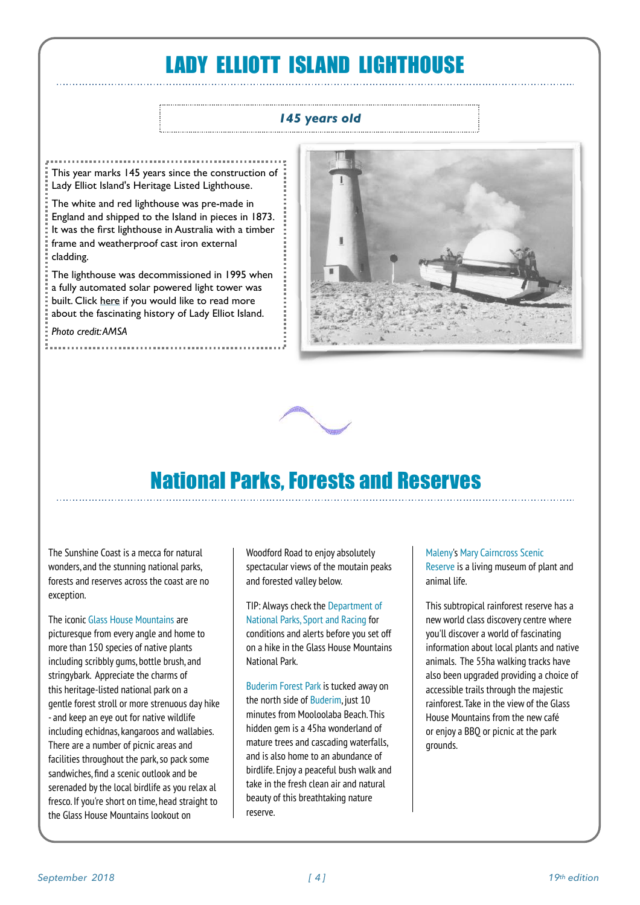# LADY ELLIOTT ISLAND LIGHTHOUSE

***145 years old***

This year marks 145 years since the construction of Lady Elliot Island's Heritage Listed Lighthouse.

The white and red lighthouse was pre-made in England and shipped to the Island in pieces in 1873. It was the first lighthouse in Australia with a timber frame and weatherproof cast iron external cladding.

The lighthouse was decommissioned in 1995 when a fully automated solar powered light tower was built. Click here if you would like to read more about the fascinating history of Lady Elliot Island.

*Photo credit: AMSA*

# National Parks, Forests and Reserves

The Sunshine Coast is a mecca for natural wonders, and the stunning national parks, forests and reserves across the coast are no exception.

The iconic Glass House Mountains are picturesque from every angle and home to more than 150 species of native plants including scribbly gums, bottle brush, and stringybark. Appreciate the charms of this heritage-listed national park on a gentle forest stroll or more strenuous day hike - and keep an eye out for native wildlife including echidnas, kangaroos and wallabies. There are a number of picnic areas and facilities throughout the park, so pack some sandwiches, find a scenic outlook and be serenaded by the local birdlife as you relax al fresco. If you're short on time, head straight to the Glass House Mountains lookout on Woodford Road to enjoy absolutely spectacular views of the moutain peaks and forested valley below.

TIP: Always check the Department of National Parks, Sport and Racing for conditions and alerts before you set off on a hike in the Glass House Mountains National Park.

Buderim Forest Park is tucked away on the north side of Buderim, just 10 minutes from Mooloolaba Beach. This hidden gem is a 45ha wonderland of mature trees and cascading waterfalls, and is also home to an abundance of birdlife. Enjoy a peaceful bush walk and take in the fresh clean air and natural beauty of this breathtaking nature reserve.

Maleny's Mary Cairncross Scenic Reserve is a living museum of plant and animal life.

This subtropical rainforest reserve has a new world class discovery centre where you'll discover a world of fascinating information about local plants and native animals. The 55ha walking tracks have also been upgraded providing a choice of accessible trails through the majestic rainforest. Take in the view of the Glass House Mountains from the new café or enjoy a BBQ or picnic at the park grounds.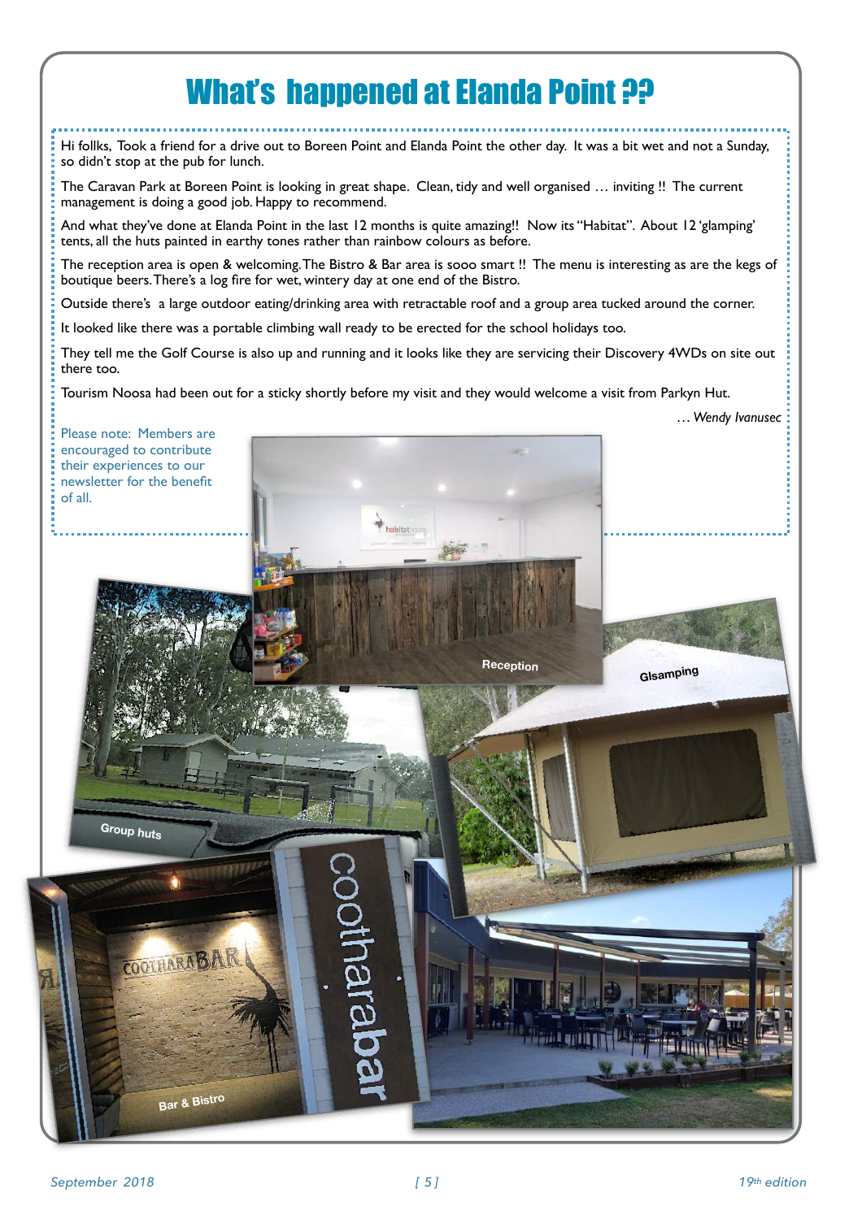# What's happened at Elanda Point ??

Hi follks, Took a friend for a drive out to Boreen Point and Elanda Point the other day. It was a bit wet and not a Sunday, so didn't stop at the pub for lunch.

The Caravan Park at Boreen Point is looking in great shape. Clean, tidy and well organised … inviting !! The current management is doing a good job. Happy to recommend.

And what they've done at Elanda Point in the last 12 months is quite amazing!! Now its "Habitat". About 12 'glamping' tents, all the huts painted in earthy tones rather than rainbow colours as before.

The reception area is open & welcoming. The Bistro & Bar area is sooo smart !! The menu is interesting as are the kegs of boutique beers. There's a log fire for wet, wintery day at one end of the Bistro.

Outside there's a large outdoor eating/drinking area with retractable roof and a group area tucked around the corner.

It looked like there was a portable climbing wall ready to be erected for the school holidays too.

They tell me the Golf Course is also up and running and it looks like they are servicing their Discovery 4WDs on site out there too.

Tourism Noosa had been out for a sticky shortly before my visit and they would welcome a visit from Parkyn Hut.

*… Wendy Ivanusec*

Please note: Members are encouraged to contribute their experiences to our newsletter for the benefit of all.

Reception

Glsamping

Group huts

Bar & Bistro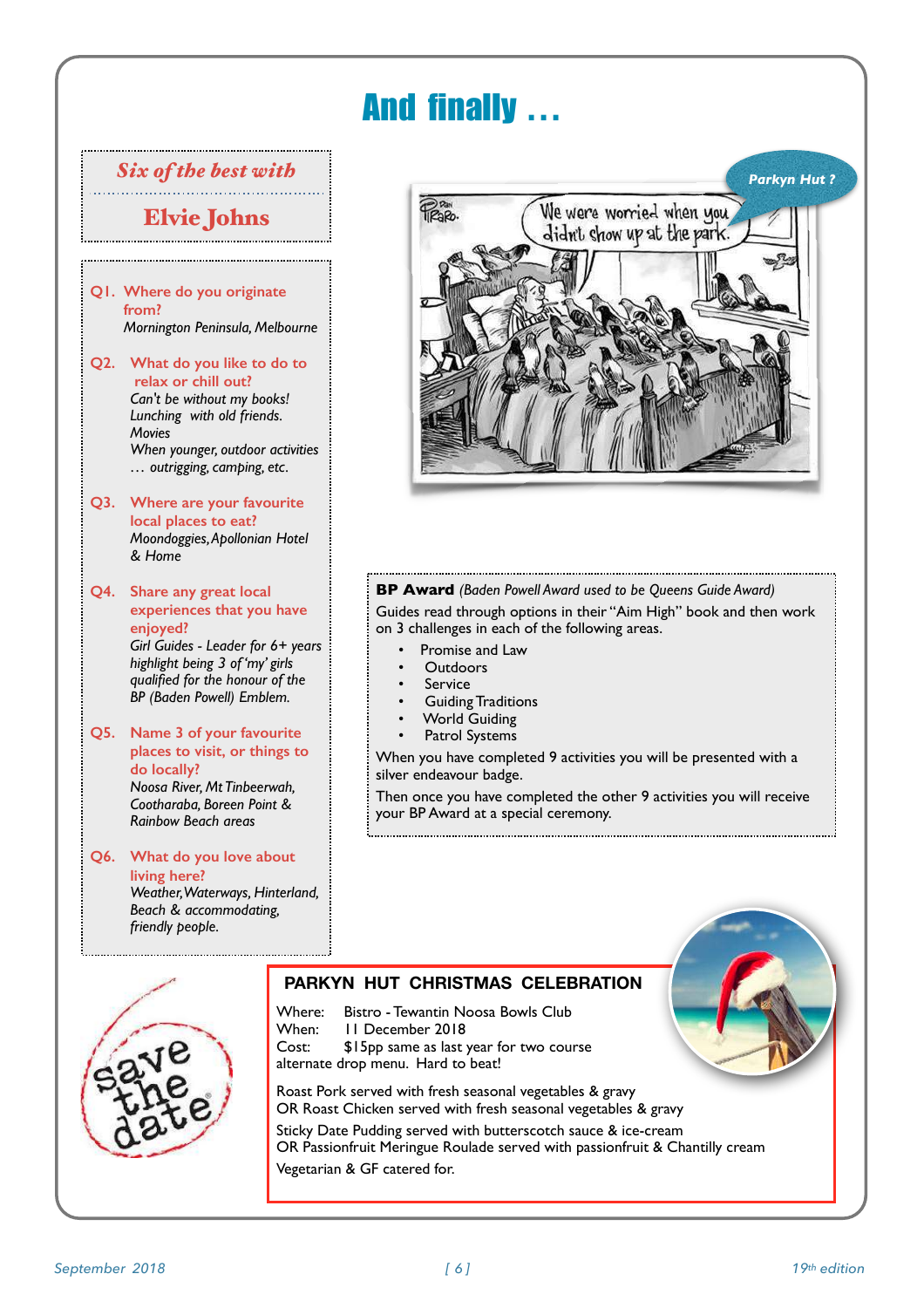# And finally …

## Six of the best with Elvie Johns

**Q1. Where do you originate from?**
*Mornington Peninsula, Melbourne*

**Q2. What do you like to do to relax or chill out?**
*Can't be without my books!*
*Lunching with old friends.*
*Movies*
*When younger, outdoor activities … outrigging, camping, etc.*

**Q3. Where are your favourite local places to eat?**
*Moondoggies, Apollonian Hotel & Home*

**Q4. Share any great local experiences that you have enjoyed?**
*Girl Guides - Leader for 6+ years highlight being 3 of 'my' girls qualified for the honour of the BP (Baden Powell) Emblem.*

**Q5. Name 3 of your favourite places to visit, or things to do locally?**
*Noosa River, Mt Tinbeerwah, Cootharaba, Boreen Point & Rainbow Beach areas*

**Q6. What do you love about living here?**
*Weather, Waterways, Hinterland, Beach & accommodating, friendly people.*

Parkyn Hut ?

**BP Award** *(Baden Powell Award used to be Queens Guide Award)*

Guides read through options in their "Aim High" book and then work on 3 challenges in each of the following areas.

- Promise and Law
- Outdoors
- Service
- Guiding Traditions
- World Guiding
- Patrol Systems

When you have completed 9 activities you will be presented with a silver endeavour badge.

Then once you have completed the other 9 activities you will receive your BP Award at a special ceremony.

## PARKYN HUT CHRISTMAS CELEBRATION

Where: Bistro - Tewantin Noosa Bowls Club
When: 11 December 2018
Cost: $15pp same as last year for two course alternate drop menu. Hard to beat!

Roast Pork served with fresh seasonal vegetables & gravy
OR Roast Chicken served with fresh seasonal vegetables & gravy

Sticky Date Pudding served with butterscotch sauce & ice-cream
OR Passionfruit Meringue Roulade served with passionfruit & Chantilly cream

Vegetarian & GF catered for.